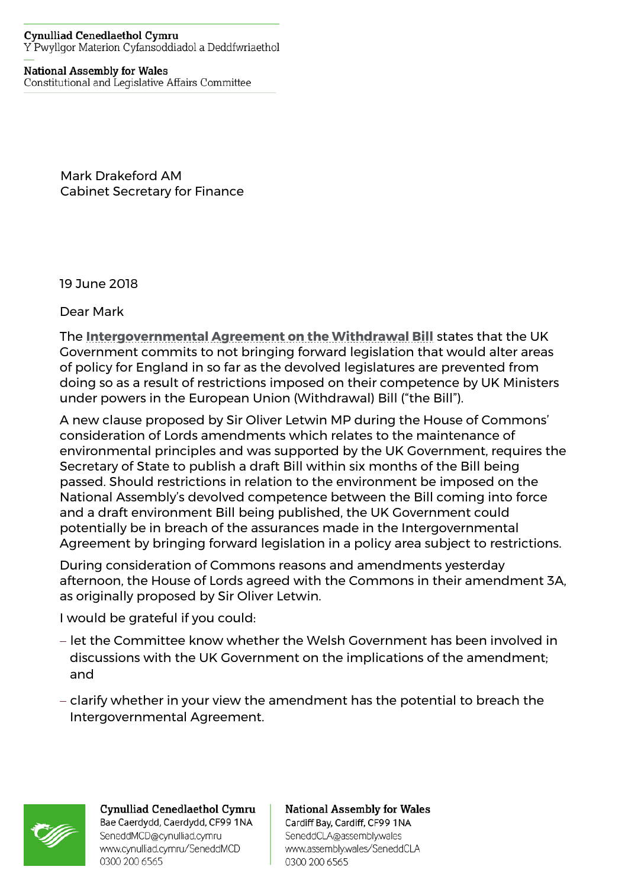**Cynulliad Cenedlaethol Cymru**
Y Pwyllgor Materion Cyfansoddiadol a Deddfwriaethol

**National Assembly for Wales**
Constitutional and Legislative Affairs Committee

Mark Drakeford AM
Cabinet Secretary for Finance

19 June 2018

Dear Mark

The **Intergovernmental Agreement on the Withdrawal Bill** states that the UK Government commits to not bringing forward legislation that would alter areas of policy for England in so far as the devolved legislatures are prevented from doing so as a result of restrictions imposed on their competence by UK Ministers under powers in the European Union (Withdrawal) Bill ("the Bill").

A new clause proposed by Sir Oliver Letwin MP during the House of Commons' consideration of Lords amendments which relates to the maintenance of environmental principles and was supported by the UK Government, requires the Secretary of State to publish a draft Bill within six months of the Bill being passed. Should restrictions in relation to the environment be imposed on the National Assembly's devolved competence between the Bill coming into force and a draft environment Bill being published, the UK Government could potentially be in breach of the assurances made in the Intergovernmental Agreement by bringing forward legislation in a policy area subject to restrictions.

During consideration of Commons reasons and amendments yesterday afternoon, the House of Lords agreed with the Commons in their amendment 3A, as originally proposed by Sir Oliver Letwin.

I would be grateful if you could:

- let the Committee know whether the Welsh Government has been involved in discussions with the UK Government on the implications of the amendment; and
- clarify whether in your view the amendment has the potential to breach the Intergovernmental Agreement.

**Cynulliad Cenedlaethol Cymru**
Bae Caerdydd, Caerdydd, CF99 1NA
SeneddMCD@cynulliad.cymru
www.cynulliad.cymru/SeneddMCD
0300 200 6565

**National Assembly for Wales**
Cardiff Bay, Cardiff, CF99 1NA
SeneddCLA@assembly.wales
www.assembly.wales/SeneddCLA
0300 200 6565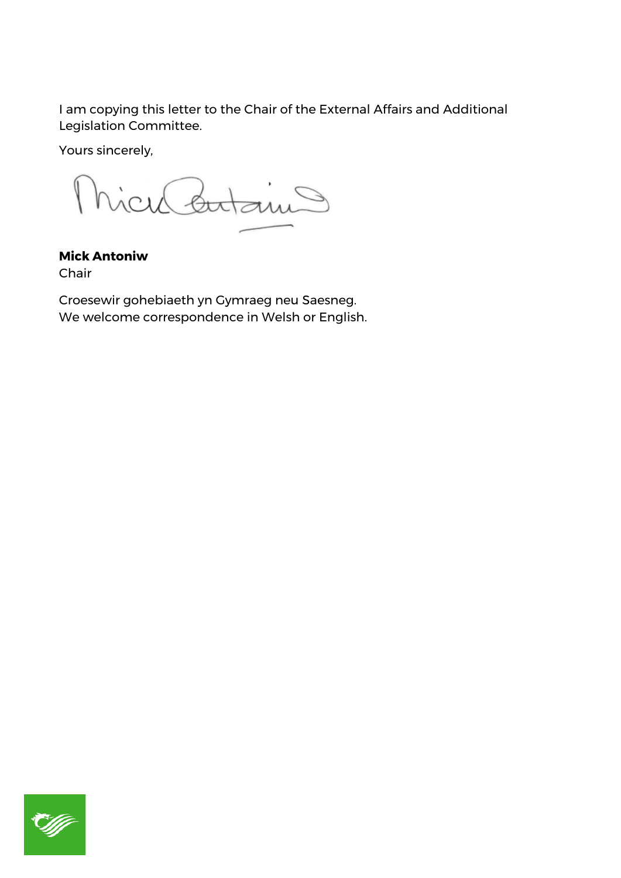I am copying this letter to the Chair of the External Affairs and Additional Legislation Committee.

Yours sincerely,

**Mick Antoniw**
Chair

Croesewir gohebiaeth yn Gymraeg neu Saesneg.
We welcome correspondence in Welsh or English.